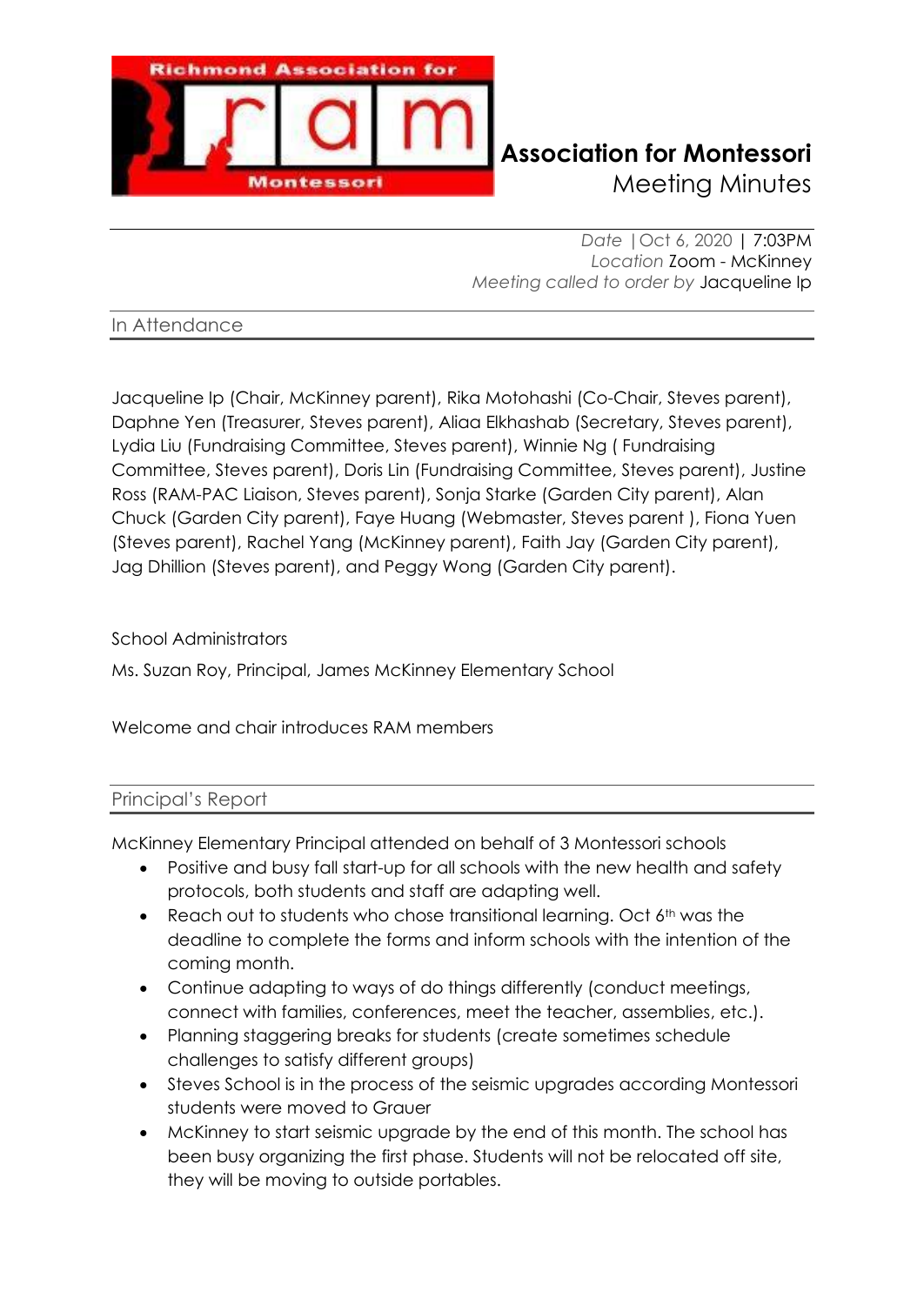# Association for Montessori
## Meeting Minutes

*Date* | Oct 6, 2020 | 7:03PM
*Location* Zoom - McKinney
*Meeting called to order by* Jacqueline Ip

### In Attendance

Jacqueline Ip (Chair, McKinney parent), Rika Motohashi (Co-Chair, Steves parent), Daphne Yen (Treasurer, Steves parent), Aliaa Elkhashab (Secretary, Steves parent), Lydia Liu (Fundraising Committee, Steves parent), Winnie Ng ( Fundraising Committee, Steves parent), Doris Lin (Fundraising Committee, Steves parent), Justine Ross (RAM-PAC Liaison, Steves parent), Sonja Starke (Garden City parent), Alan Chuck (Garden City parent), Faye Huang (Webmaster, Steves parent ), Fiona Yuen (Steves parent), Rachel Yang (McKinney parent), Faith Jay (Garden City parent), Jag Dhillion (Steves parent), and Peggy Wong (Garden City parent).

School Administrators

Ms. Suzan Roy, Principal, James McKinney Elementary School

Welcome and chair introduces RAM members

### Principal's Report

McKinney Elementary Principal attended on behalf of 3 Montessori schools

- Positive and busy fall start-up for all schools with the new health and safety protocols, both students and staff are adapting well.
- Reach out to students who chose transitional learning. Oct 6th was the deadline to complete the forms and inform schools with the intention of the coming month.
- Continue adapting to ways of do things differently (conduct meetings, connect with families, conferences, meet the teacher, assemblies, etc.).
- Planning staggering breaks for students (create sometimes schedule challenges to satisfy different groups)
- Steves School is in the process of the seismic upgrades according Montessori students were moved to Grauer
- McKinney to start seismic upgrade by the end of this month. The school has been busy organizing the first phase. Students will not be relocated off site, they will be moving to outside portables.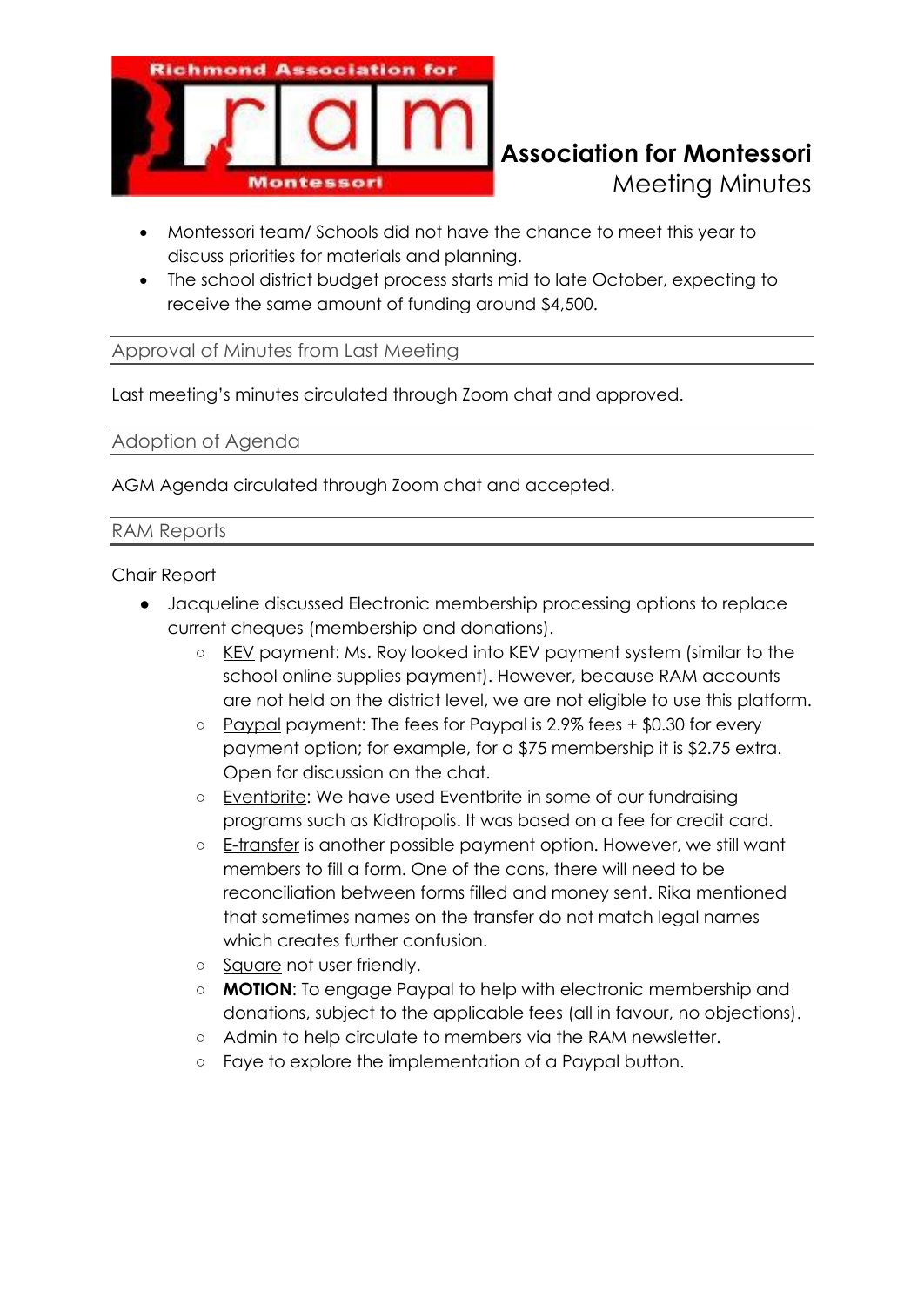- Montessori team/ Schools did not have the chance to meet this year to discuss priorities for materials and planning.
- The school district budget process starts mid to late October, expecting to receive the same amount of funding around $4,500.

## Approval of Minutes from Last Meeting

Last meeting's minutes circulated through Zoom chat and approved.

## Adoption of Agenda

AGM Agenda circulated through Zoom chat and accepted.

## RAM Reports

Chair Report

- Jacqueline discussed Electronic membership processing options to replace current cheques (membership and donations).
  - KEV payment: Ms. Roy looked into KEV payment system (similar to the school online supplies payment). However, because RAM accounts are not held on the district level, we are not eligible to use this platform.
  - Paypal payment: The fees for Paypal is 2.9% fees + $0.30 for every payment option; for example, for a $75 membership it is $2.75 extra. Open for discussion on the chat.
  - Eventbrite: We have used Eventbrite in some of our fundraising programs such as Kidtropolis. It was based on a fee for credit card.
  - E-transfer is another possible payment option. However, we still want members to fill a form. One of the cons, there will need to be reconciliation between forms filled and money sent. Rika mentioned that sometimes names on the transfer do not match legal names which creates further confusion.
  - Square not user friendly.
  - **MOTION**: To engage Paypal to help with electronic membership and donations, subject to the applicable fees (all in favour, no objections).
  - Admin to help circulate to members via the RAM newsletter.
  - Faye to explore the implementation of a Paypal button.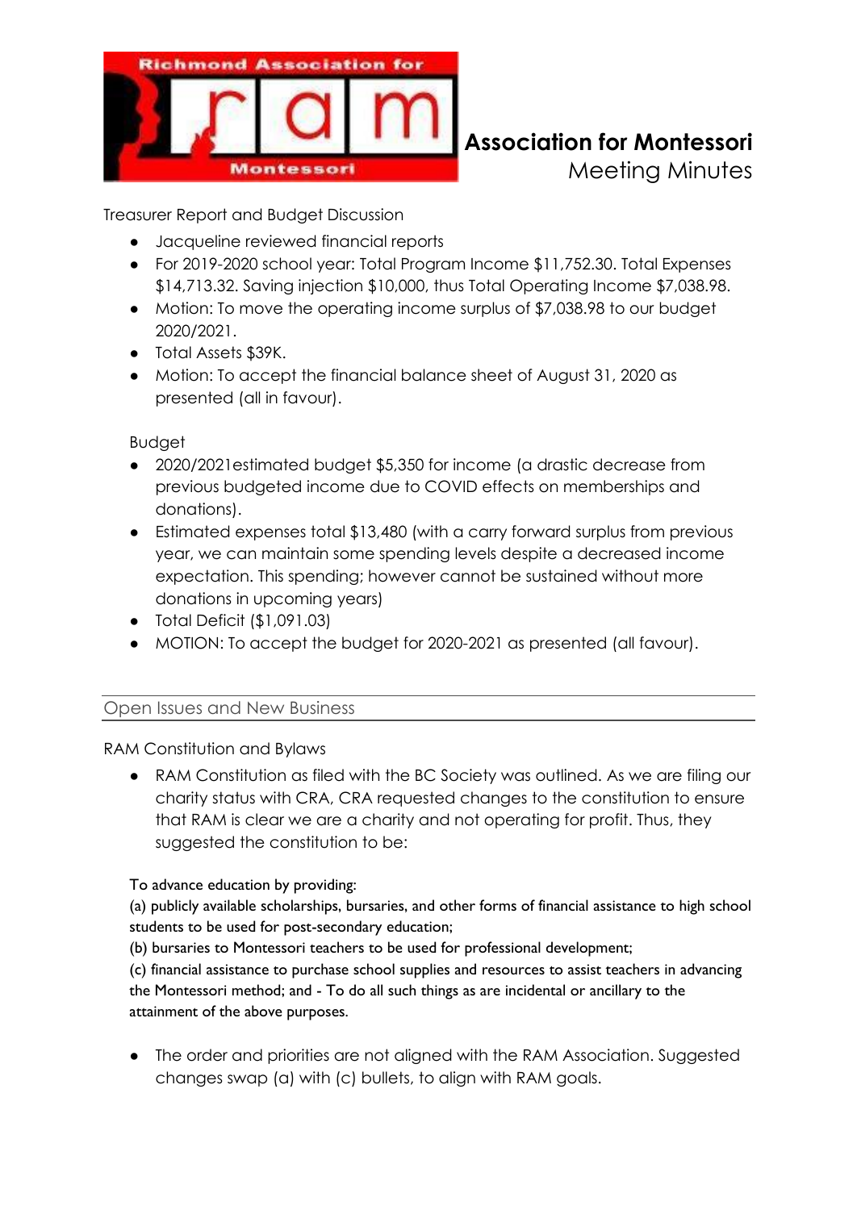**Association for Montessori**
Meeting Minutes

Treasurer Report and Budget Discussion

- Jacqueline reviewed financial reports
- For 2019-2020 school year: Total Program Income $11,752.30. Total Expenses $14,713.32. Saving injection $10,000, thus Total Operating Income $7,038.98.
- Motion: To move the operating income surplus of $7,038.98 to our budget 2020/2021.
- Total Assets $39K.
- Motion: To accept the financial balance sheet of August 31, 2020 as presented (all in favour).

Budget

- 2020/2021estimated budget $5,350 for income (a drastic decrease from previous budgeted income due to COVID effects on memberships and donations).
- Estimated expenses total $13,480 (with a carry forward surplus from previous year, we can maintain some spending levels despite a decreased income expectation. This spending; however cannot be sustained without more donations in upcoming years)
- Total Deficit ($1,091.03)
- MOTION: To accept the budget for 2020-2021 as presented (all favour).

## Open Issues and New Business

RAM Constitution and Bylaws

- RAM Constitution as filed with the BC Society was outlined. As we are filing our charity status with CRA, CRA requested changes to the constitution to ensure that RAM is clear we are a charity and not operating for profit. Thus, they suggested the constitution to be:

To advance education by providing:
(a) publicly available scholarships, bursaries, and other forms of financial assistance to high school students to be used for post-secondary education;
(b) bursaries to Montessori teachers to be used for professional development;
(c) financial assistance to purchase school supplies and resources to assist teachers in advancing the Montessori method; and - To do all such things as are incidental or ancillary to the attainment of the above purposes.

- The order and priorities are not aligned with the RAM Association. Suggested changes swap (a) with (c) bullets, to align with RAM goals.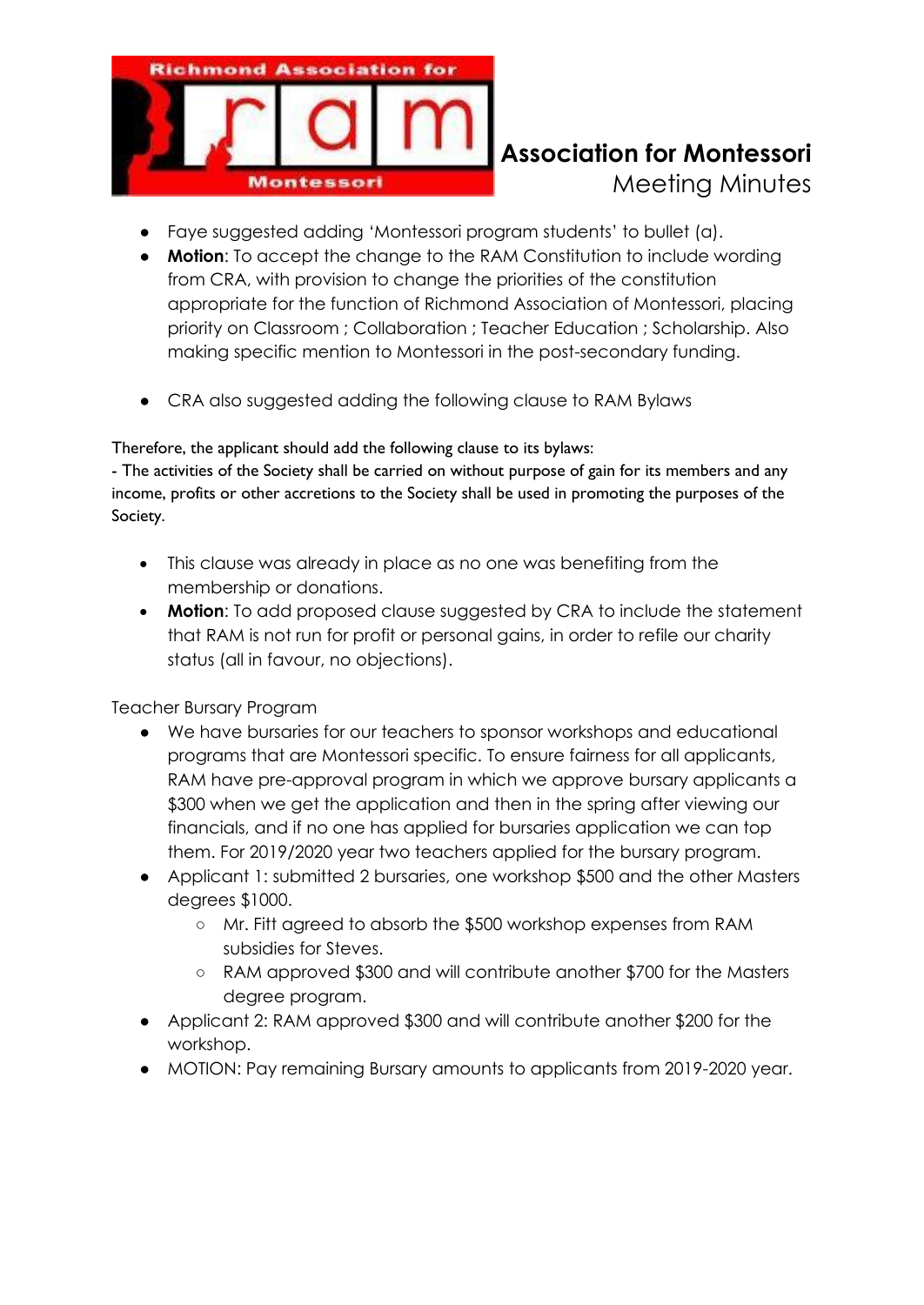- Faye suggested adding 'Montessori program students' to bullet (a).
- **Motion**: To accept the change to the RAM Constitution to include wording from CRA, with provision to change the priorities of the constitution appropriate for the function of Richmond Association of Montessori, placing priority on Classroom ; Collaboration ; Teacher Education ; Scholarship. Also making specific mention to Montessori in the post-secondary funding.

- CRA also suggested adding the following clause to RAM Bylaws

Therefore, the applicant should add the following clause to its bylaws:
- The activities of the Society shall be carried on without purpose of gain for its members and any income, profits or other accretions to the Society shall be used in promoting the purposes of the Society.

- This clause was already in place as no one was benefiting from the membership or donations.
- **Motion**: To add proposed clause suggested by CRA to include the statement that RAM is not run for profit or personal gains, in order to refile our charity status (all in favour, no objections).

Teacher Bursary Program

- We have bursaries for our teachers to sponsor workshops and educational programs that are Montessori specific. To ensure fairness for all applicants, RAM have pre-approval program in which we approve bursary applicants a $300 when we get the application and then in the spring after viewing our financials, and if no one has applied for bursaries application we can top them. For 2019/2020 year two teachers applied for the bursary program.
- Applicant 1: submitted 2 bursaries, one workshop $500 and the other Masters degrees $1000.
  - Mr. Fitt agreed to absorb the $500 workshop expenses from RAM subsidies for Steves.
  - RAM approved $300 and will contribute another $700 for the Masters degree program.
- Applicant 2: RAM approved $300 and will contribute another $200 for the workshop.
- MOTION: Pay remaining Bursary amounts to applicants from 2019-2020 year.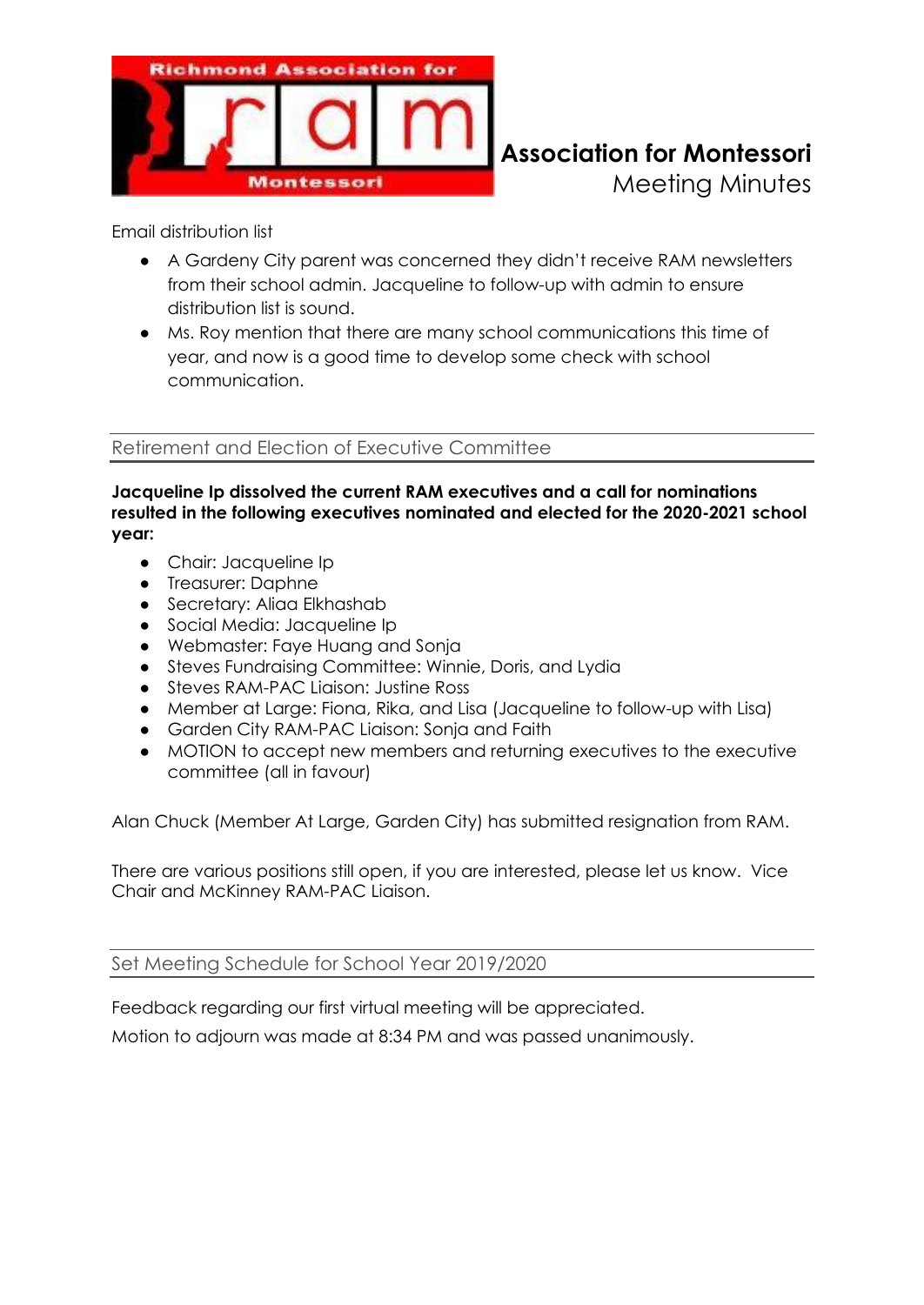**Association for Montessori**
Meeting Minutes

Email distribution list

- A Gardeny City parent was concerned they didn't receive RAM newsletters from their school admin. Jacqueline to follow-up with admin to ensure distribution list is sound.
- Ms. Roy mention that there are many school communications this time of year, and now is a good time to develop some check with school communication.

## Retirement and Election of Executive Committee

**Jacqueline Ip dissolved the current RAM executives and a call for nominations resulted in the following executives nominated and elected for the 2020-2021 school year:**

- Chair: Jacqueline Ip
- Treasurer: Daphne
- Secretary: Aliaa Elkhashab
- Social Media: Jacqueline Ip
- Webmaster: Faye Huang and Sonja
- Steves Fundraising Committee: Winnie, Doris, and Lydia
- Steves RAM-PAC Liaison: Justine Ross
- Member at Large: Fiona, Rika, and Lisa (Jacqueline to follow-up with Lisa)
- Garden City RAM-PAC Liaison: Sonja and Faith
- MOTION to accept new members and returning executives to the executive committee (all in favour)

Alan Chuck (Member At Large, Garden City) has submitted resignation from RAM.

There are various positions still open, if you are interested, please let us know. Vice Chair and McKinney RAM-PAC Liaison.

## Set Meeting Schedule for School Year 2019/2020

Feedback regarding our first virtual meeting will be appreciated.

Motion to adjourn was made at 8:34 PM and was passed unanimously.